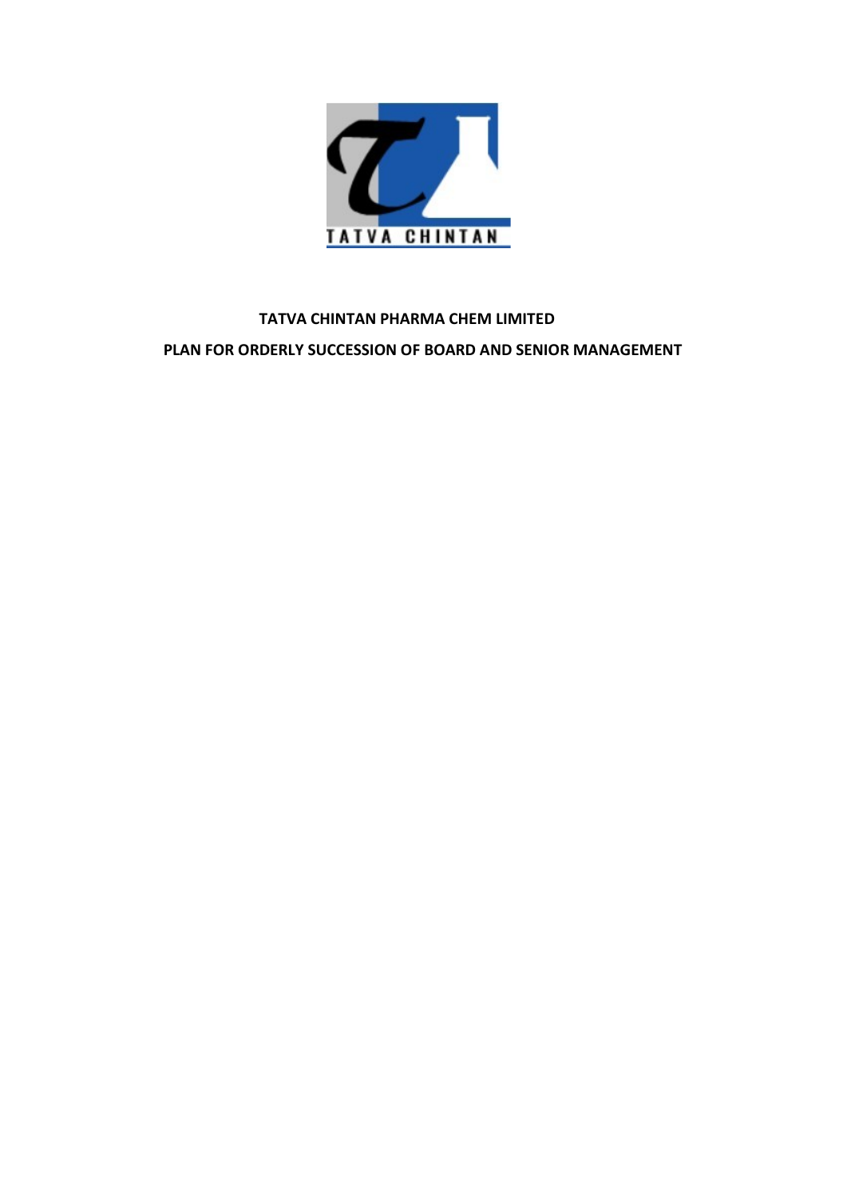# TATVA CHINTAN PHARMA CHEM LIMITED

## PLAN FOR ORDERLY SUCCESSION OF BOARD AND SENIOR MANAGEMENT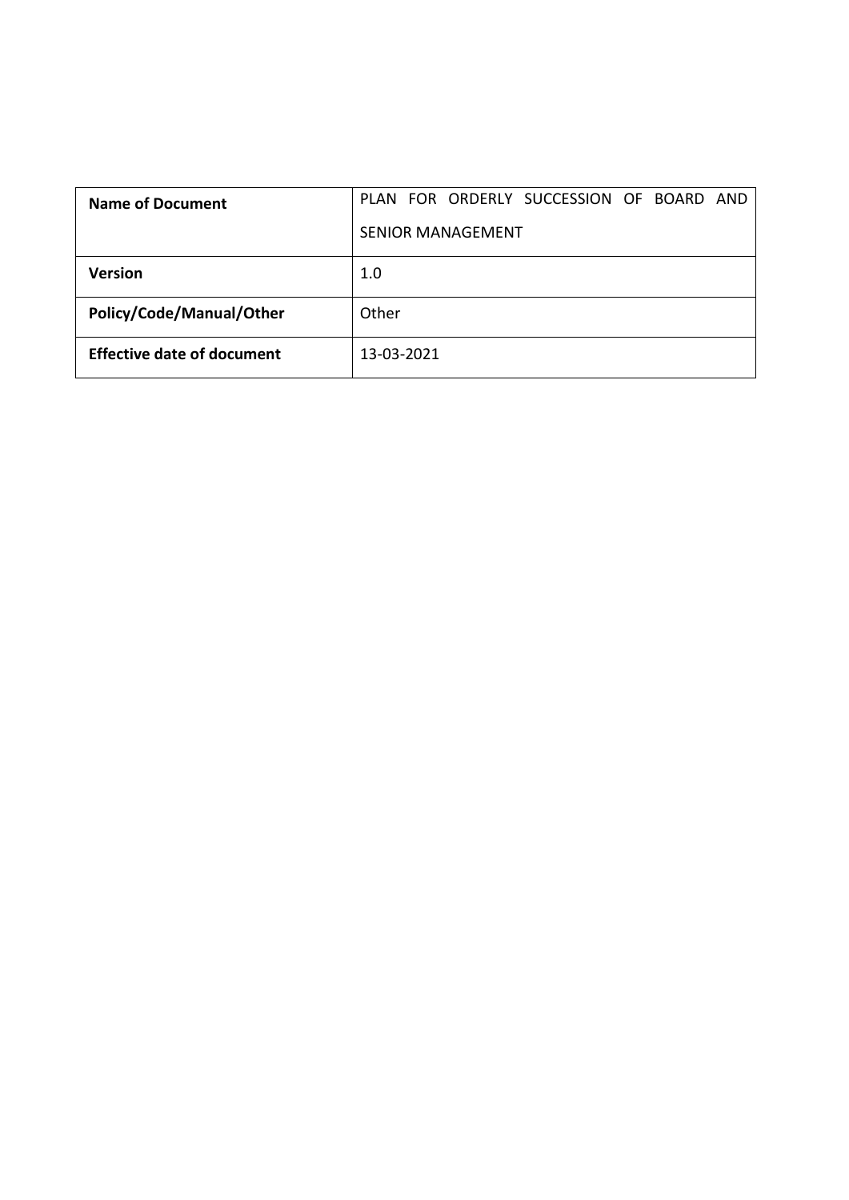| Name of Document | PLAN FOR ORDERLY SUCCESSION OF BOARD AND SENIOR MANAGEMENT |
| --- | --- |
| Version | 1.0 |
| Policy/Code/Manual/Other | Other |
| Effective date of document | 13-03-2021 |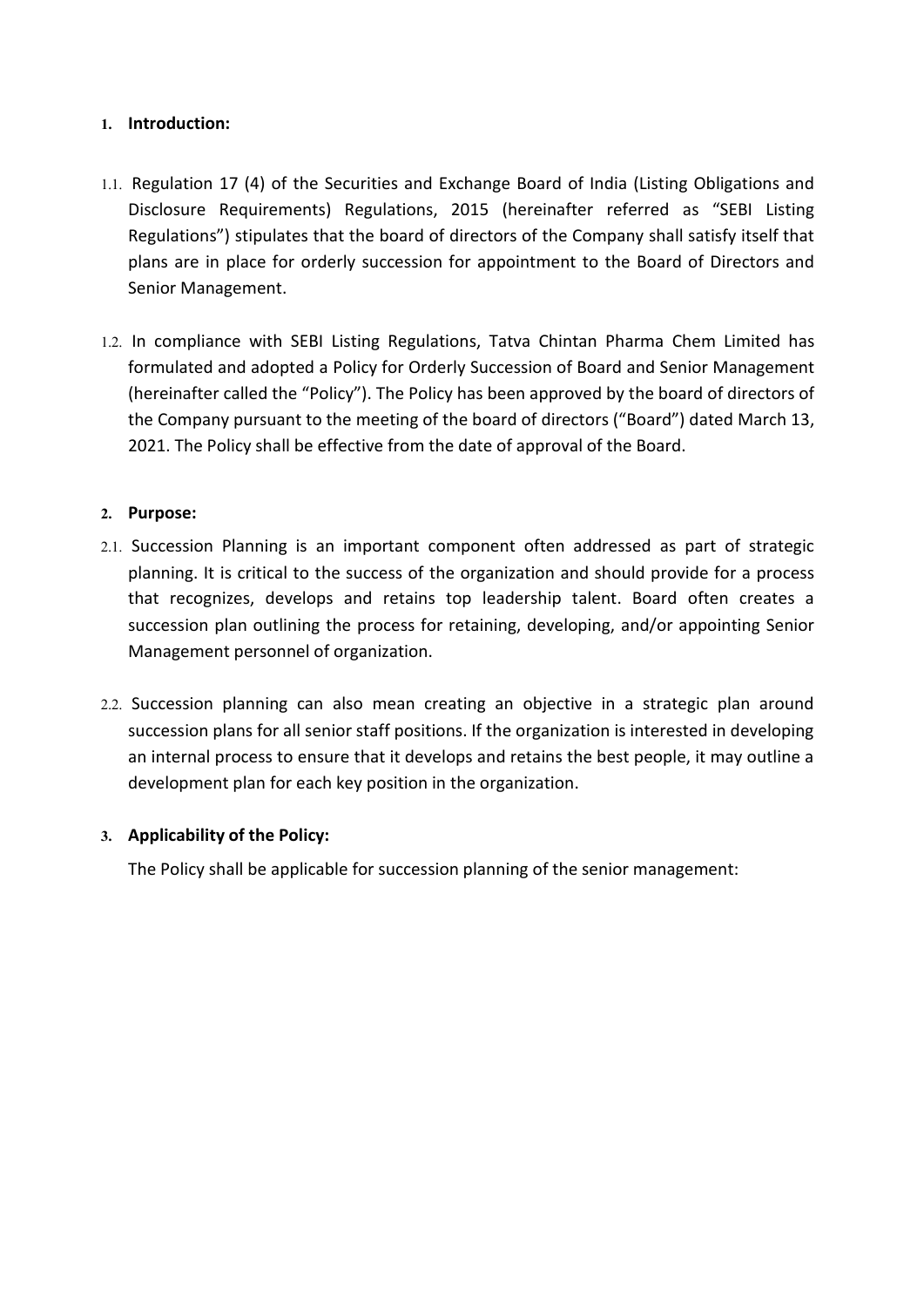## 1. Introduction:

1.1. Regulation 17 (4) of the Securities and Exchange Board of India (Listing Obligations and Disclosure Requirements) Regulations, 2015 (hereinafter referred as "SEBI Listing Regulations") stipulates that the board of directors of the Company shall satisfy itself that plans are in place for orderly succession for appointment to the Board of Directors and Senior Management.

1.2. In compliance with SEBI Listing Regulations, Tatva Chintan Pharma Chem Limited has formulated and adopted a Policy for Orderly Succession of Board and Senior Management (hereinafter called the "Policy"). The Policy has been approved by the board of directors of the Company pursuant to the meeting of the board of directors ("Board") dated March 13, 2021. The Policy shall be effective from the date of approval of the Board.

## 2. Purpose:

2.1. Succession Planning is an important component often addressed as part of strategic planning. It is critical to the success of the organization and should provide for a process that recognizes, develops and retains top leadership talent. Board often creates a succession plan outlining the process for retaining, developing, and/or appointing Senior Management personnel of organization.

2.2. Succession planning can also mean creating an objective in a strategic plan around succession plans for all senior staff positions. If the organization is interested in developing an internal process to ensure that it develops and retains the best people, it may outline a development plan for each key position in the organization.

## 3. Applicability of the Policy:

The Policy shall be applicable for succession planning of the senior management: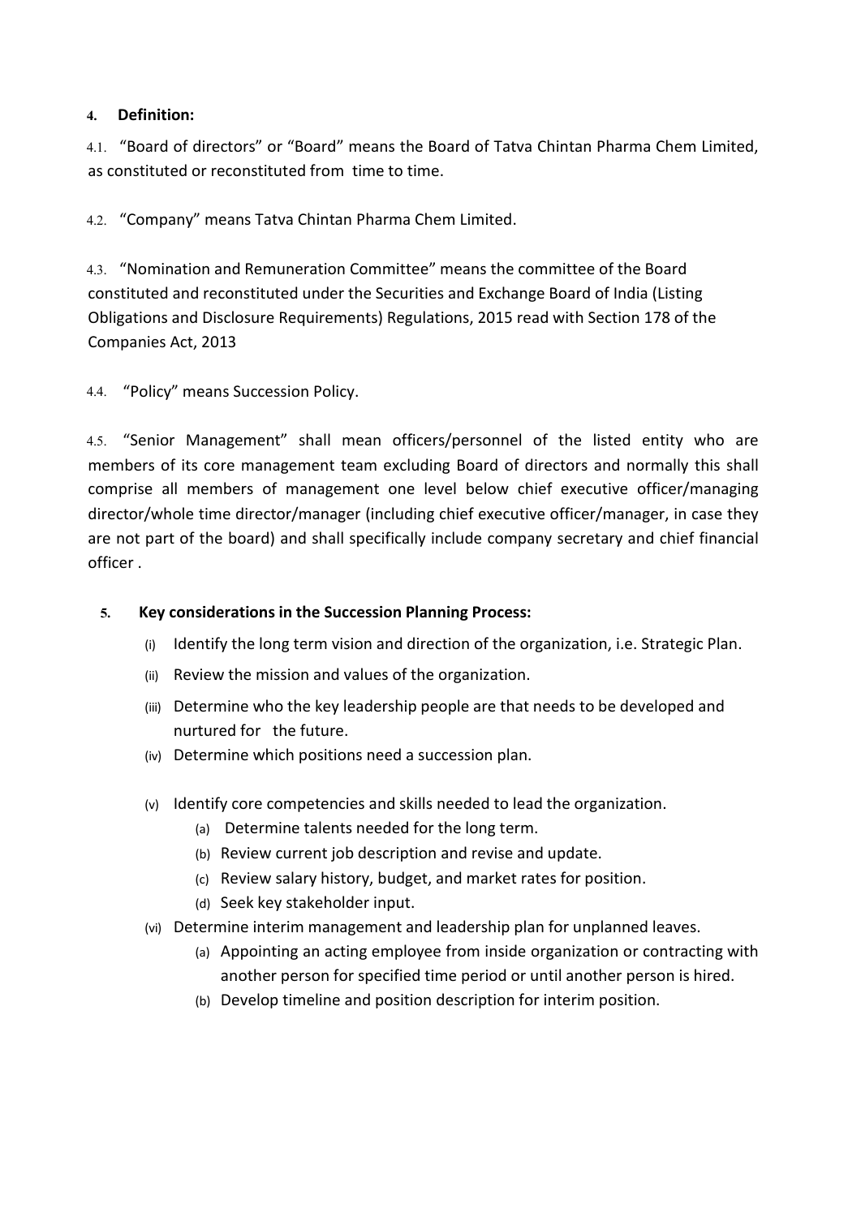## 4. Definition:

4.1. "Board of directors" or "Board" means the Board of Tatva Chintan Pharma Chem Limited, as constituted or reconstituted from time to time.

4.2. "Company" means Tatva Chintan Pharma Chem Limited.

4.3. "Nomination and Remuneration Committee" means the committee of the Board constituted and reconstituted under the Securities and Exchange Board of India (Listing Obligations and Disclosure Requirements) Regulations, 2015 read with Section 178 of the Companies Act, 2013

4.4. "Policy" means Succession Policy.

4.5. "Senior Management" shall mean officers/personnel of the listed entity who are members of its core management team excluding Board of directors and normally this shall comprise all members of management one level below chief executive officer/managing director/whole time director/manager (including chief executive officer/manager, in case they are not part of the board) and shall specifically include company secretary and chief financial officer .

## 5. Key considerations in the Succession Planning Process:

(i) Identify the long term vision and direction of the organization, i.e. Strategic Plan.

(ii) Review the mission and values of the organization.

(iii) Determine who the key leadership people are that needs to be developed and nurtured for the future.

(iv) Determine which positions need a succession plan.

(v) Identify core competencies and skills needed to lead the organization.
   - (a) Determine talents needed for the long term.
   - (b) Review current job description and revise and update.
   - (c) Review salary history, budget, and market rates for position.
   - (d) Seek key stakeholder input.

(vi) Determine interim management and leadership plan for unplanned leaves.
   - (a) Appointing an acting employee from inside organization or contracting with another person for specified time period or until another person is hired.
   - (b) Develop timeline and position description for interim position.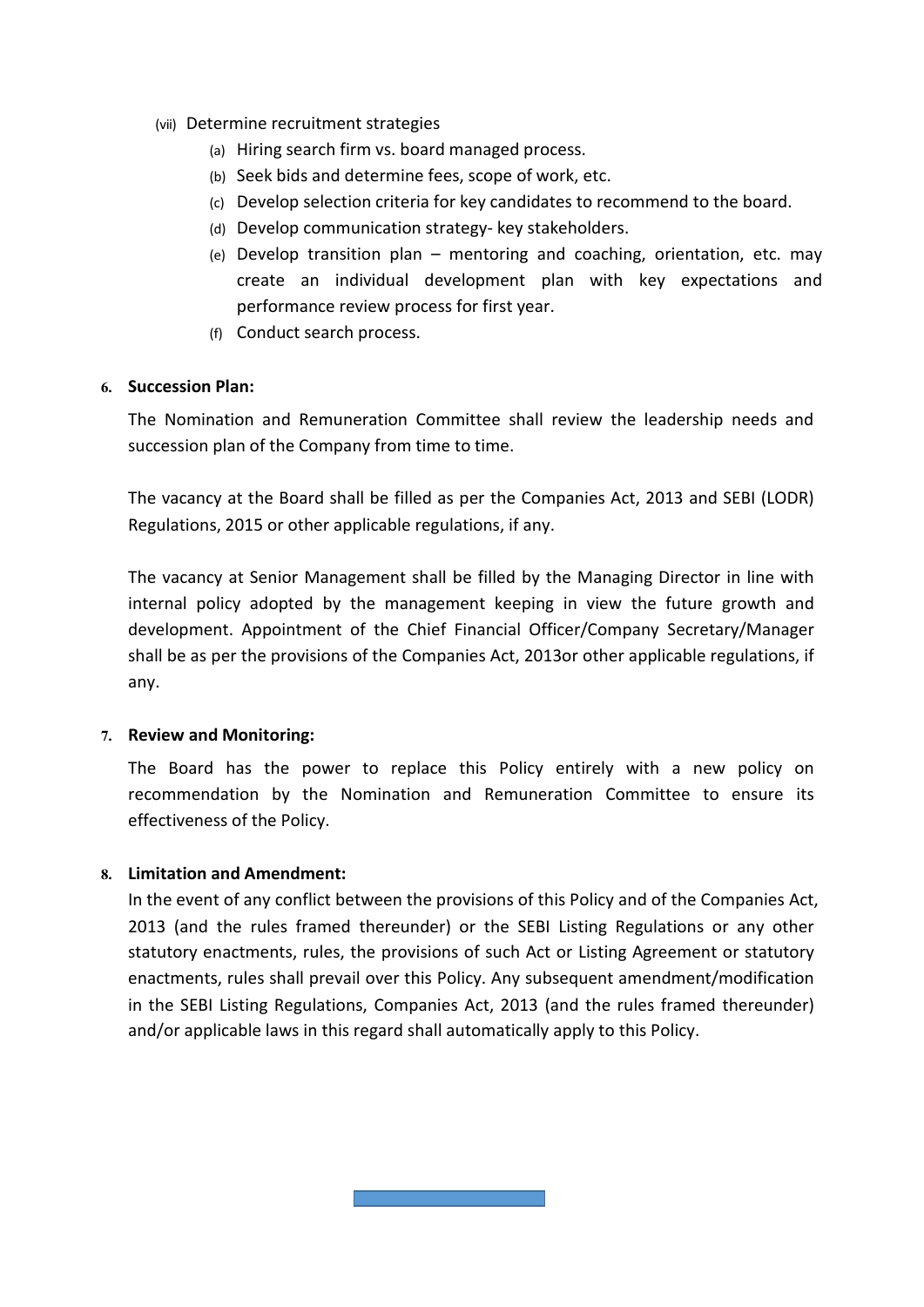(vii) Determine recruitment strategies

(a) Hiring search firm vs. board managed process.

(b) Seek bids and determine fees, scope of work, etc.

(c) Develop selection criteria for key candidates to recommend to the board.

(d) Develop communication strategy- key stakeholders.

(e) Develop transition plan – mentoring and coaching, orientation, etc. may create an individual development plan with key expectations and performance review process for first year.

(f) Conduct search process.

**6. Succession Plan:**

The Nomination and Remuneration Committee shall review the leadership needs and succession plan of the Company from time to time.

The vacancy at the Board shall be filled as per the Companies Act, 2013 and SEBI (LODR) Regulations, 2015 or other applicable regulations, if any.

The vacancy at Senior Management shall be filled by the Managing Director in line with internal policy adopted by the management keeping in view the future growth and development. Appointment of the Chief Financial Officer/Company Secretary/Manager shall be as per the provisions of the Companies Act, 2013or other applicable regulations, if any.

**7. Review and Monitoring:**

The Board has the power to replace this Policy entirely with a new policy on recommendation by the Nomination and Remuneration Committee to ensure its effectiveness of the Policy.

**8. Limitation and Amendment:**

In the event of any conflict between the provisions of this Policy and of the Companies Act, 2013 (and the rules framed thereunder) or the SEBI Listing Regulations or any other statutory enactments, rules, the provisions of such Act or Listing Agreement or statutory enactments, rules shall prevail over this Policy. Any subsequent amendment/modification in the SEBI Listing Regulations, Companies Act, 2013 (and the rules framed thereunder) and/or applicable laws in this regard shall automatically apply to this Policy.